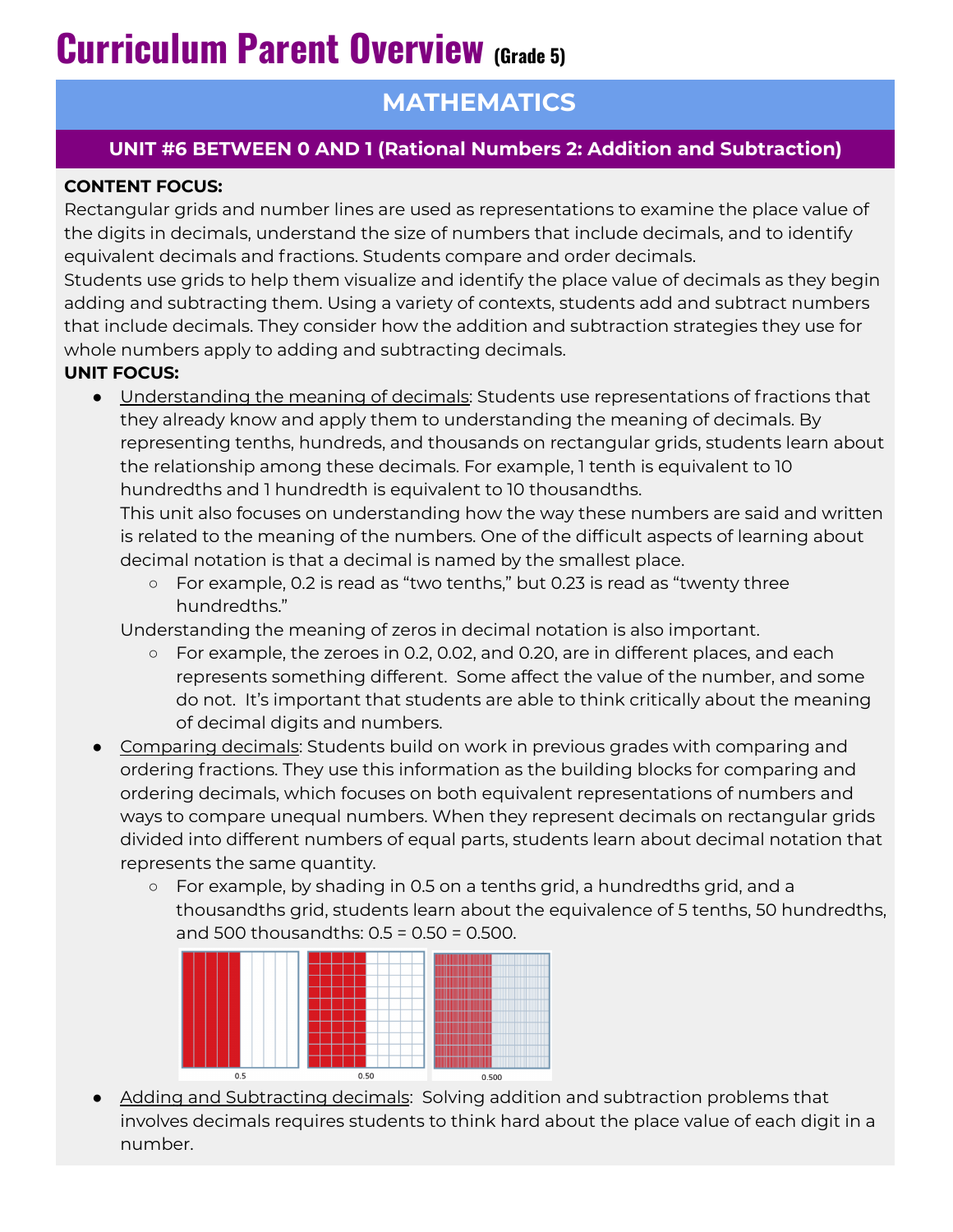# Curriculum Parent Overview (Grade 5)

## MATHEMATICS

### UNIT #6 BETWEEN 0 AND 1 (Rational Numbers 2: Addition and Subtraction)

**CONTENT FOCUS:**
Rectangular grids and number lines are used as representations to examine the place value of the digits in decimals, understand the size of numbers that include decimals, and to identify equivalent decimals and fractions. Students compare and order decimals.
Students use grids to help them visualize and identify the place value of decimals as they begin adding and subtracting them. Using a variety of contexts, students add and subtract numbers that include decimals. They consider how the addition and subtraction strategies they use for whole numbers apply to adding and subtracting decimals.

**UNIT FOCUS:**

- Understanding the meaning of decimals: Students use representations of fractions that they already know and apply them to understanding the meaning of decimals. By representing tenths, hundreds, and thousands on rectangular grids, students learn about the relationship among these decimals. For example, 1 tenth is equivalent to 10 hundredths and 1 hundredth is equivalent to 10 thousandths.
  This unit also focuses on understanding how the way these numbers are said and written is related to the meaning of the numbers. One of the difficult aspects of learning about decimal notation is that a decimal is named by the smallest place.
  - For example, 0.2 is read as "two tenths," but 0.23 is read as "twenty three hundredths."

  Understanding the meaning of zeros in decimal notation is also important.
  - For example, the zeroes in 0.2, 0.02, and 0.20, are in different places, and each represents something different. Some affect the value of the number, and some do not. It's important that students are able to think critically about the meaning of decimal digits and numbers.
- Comparing decimals: Students build on work in previous grades with comparing and ordering fractions. They use this information as the building blocks for comparing and ordering decimals, which focuses on both equivalent representations of numbers and ways to compare unequal numbers. When they represent decimals on rectangular grids divided into different numbers of equal parts, students learn about decimal notation that represents the same quantity.
  - For example, by shading in 0.5 on a tenths grid, a hundredths grid, and a thousandths grid, students learn about the equivalence of 5 tenths, 50 hundredths, and 500 thousandths: 0.5 = 0.50 = 0.500.

0.5 0.50 0.500

- Adding and Subtracting decimals: Solving addition and subtraction problems that involves decimals requires students to think hard about the place value of each digit in a number.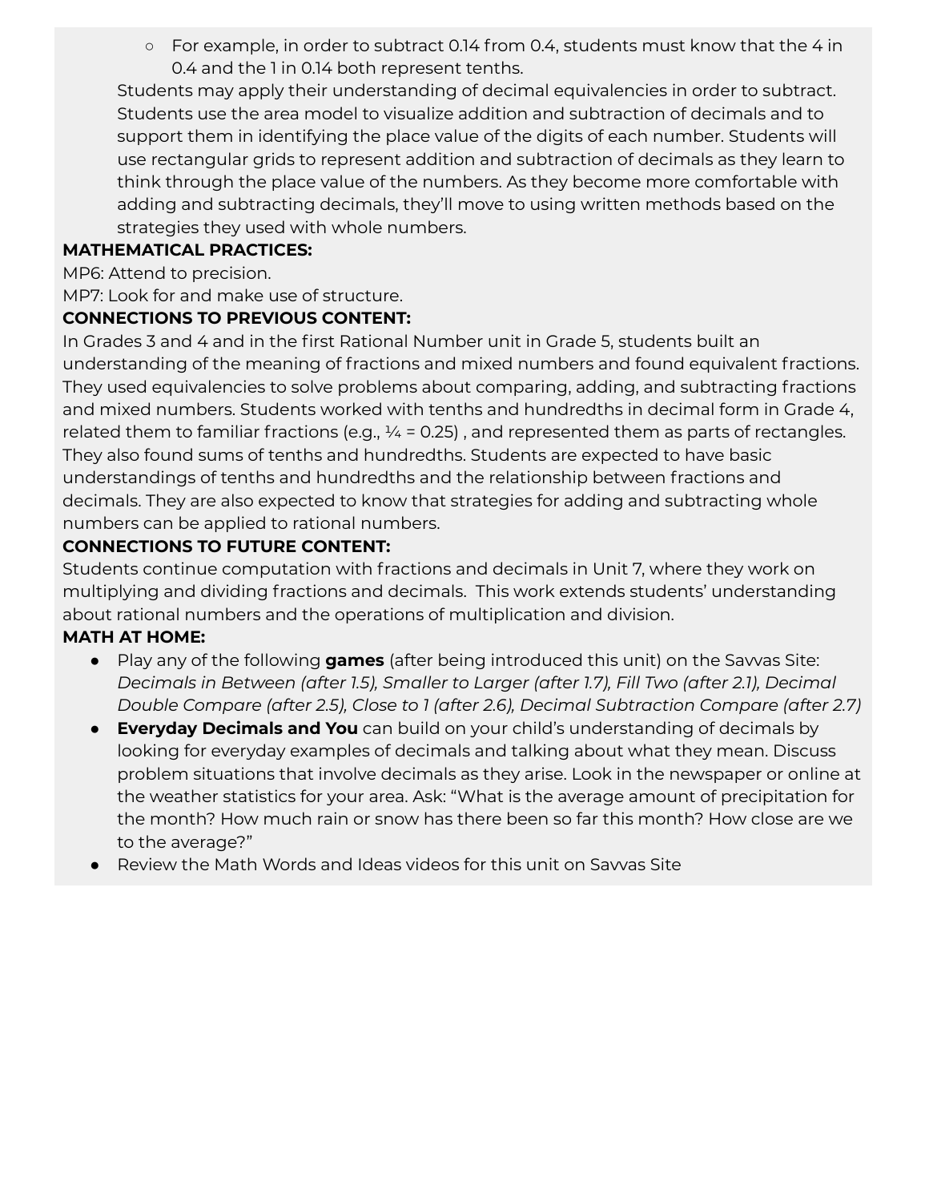- For example, in order to subtract 0.14 from 0.4, students must know that the 4 in 0.4 and the 1 in 0.14 both represent tenths.

  Students may apply their understanding of decimal equivalencies in order to subtract. Students use the area model to visualize addition and subtraction of decimals and to support them in identifying the place value of the digits of each number. Students will use rectangular grids to represent addition and subtraction of decimals as they learn to think through the place value of the numbers. As they become more comfortable with adding and subtracting decimals, they'll move to using written methods based on the strategies they used with whole numbers.

**MATHEMATICAL PRACTICES:**

MP6: Attend to precision.

MP7: Look for and make use of structure.

**CONNECTIONS TO PREVIOUS CONTENT:**

In Grades 3 and 4 and in the first Rational Number unit in Grade 5, students built an understanding of the meaning of fractions and mixed numbers and found equivalent fractions. They used equivalencies to solve problems about comparing, adding, and subtracting fractions and mixed numbers. Students worked with tenths and hundredths in decimal form in Grade 4, related them to familiar fractions (e.g., ¼ = 0.25) , and represented them as parts of rectangles. They also found sums of tenths and hundredths. Students are expected to have basic understandings of tenths and hundredths and the relationship between fractions and decimals. They are also expected to know that strategies for adding and subtracting whole numbers can be applied to rational numbers.

**CONNECTIONS TO FUTURE CONTENT:**

Students continue computation with fractions and decimals in Unit 7, where they work on multiplying and dividing fractions and decimals. This work extends students' understanding about rational numbers and the operations of multiplication and division.

**MATH AT HOME:**

- Play any of the following **games** (after being introduced this unit) on the Savvas Site: *Decimals in Between (after 1.5), Smaller to Larger (after 1.7), Fill Two (after 2.1), Decimal Double Compare (after 2.5), Close to 1 (after 2.6), Decimal Subtraction Compare (after 2.7)*
- **Everyday Decimals and You** can build on your child's understanding of decimals by looking for everyday examples of decimals and talking about what they mean. Discuss problem situations that involve decimals as they arise. Look in the newspaper or online at the weather statistics for your area. Ask: "What is the average amount of precipitation for the month? How much rain or snow has there been so far this month? How close are we to the average?"
- Review the Math Words and Ideas videos for this unit on Savvas Site